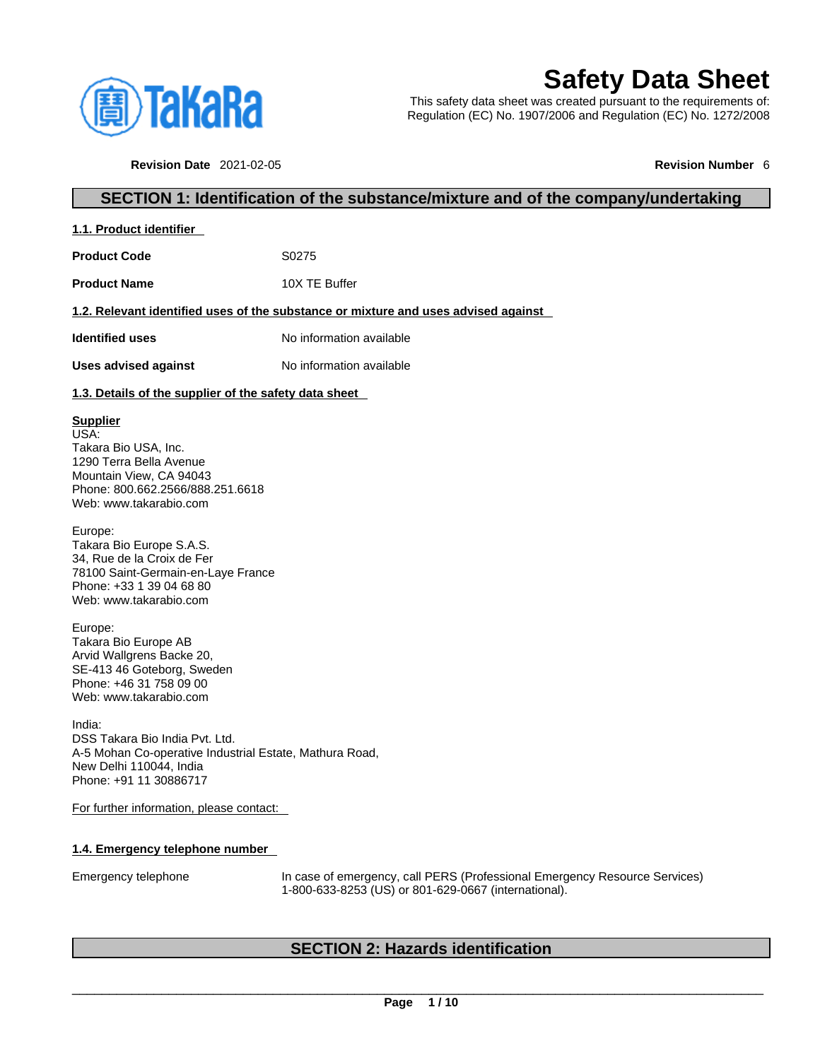# Safety Data Sheet

This safety data sheet was created pursuant to the requirements of:
Regulation (EC) No. 1907/2006 and Regulation (EC) No. 1272/2008

**Revision Date** 2021-02-05 **Revision Number** 6

## SECTION 1: Identification of the substance/mixture and of the company/undertaking

### 1.1. Product identifier

| | |
|---|---|
| **Product Code** | S0275 |
| **Product Name** | 10X TE Buffer |

### 1.2. Relevant identified uses of the substance or mixture and uses advised against

| | |
|---|---|
| **Identified uses** | No information available |
| **Uses advised against** | No information available |

### 1.3. Details of the supplier of the safety data sheet

**Supplier**
USA:
Takara Bio USA, Inc.
1290 Terra Bella Avenue
Mountain View, CA 94043
Phone: 800.662.2566/888.251.6618
Web: www.takarabio.com

Europe:
Takara Bio Europe S.A.S.
34, Rue de la Croix de Fer
78100 Saint-Germain-en-Laye France
Phone: +33 1 39 04 68 80
Web: www.takarabio.com

Europe:
Takara Bio Europe AB
Arvid Wallgrens Backe 20,
SE-413 46 Goteborg, Sweden
Phone: +46 31 758 09 00
Web: www.takarabio.com

India:
DSS Takara Bio India Pvt. Ltd.
A-5 Mohan Co-operative Industrial Estate, Mathura Road,
New Delhi 110044, India
Phone: +91 11 30886717

For further information, please contact:

### 1.4. Emergency telephone number

| | |
|---|---|
| Emergency telephone | In case of emergency, call PERS (Professional Emergency Resource Services) 1-800-633-8253 (US) or 801-629-0667 (international). |

## SECTION 2: Hazards identification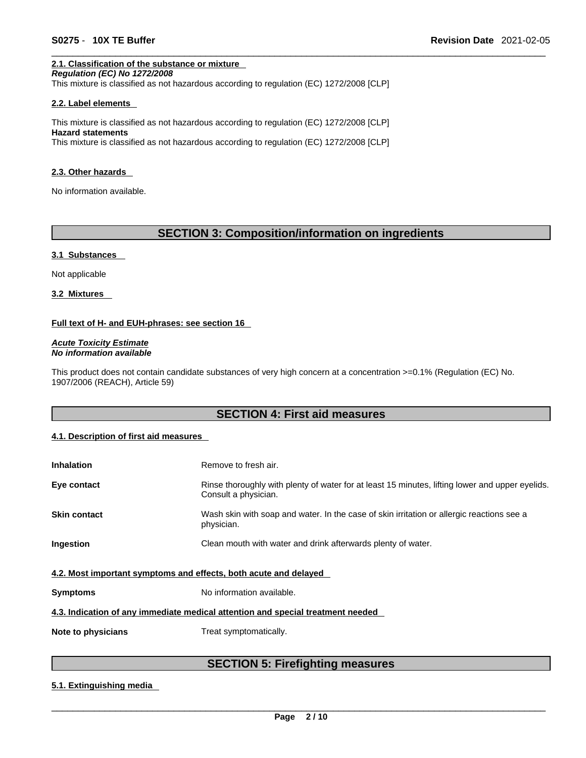### 2.1. Classification of the substance or mixture

***Regulation (EC) No 1272/2008***

This mixture is classified as not hazardous according to regulation (EC) 1272/2008 [CLP]

### 2.2. Label elements

This mixture is classified as not hazardous according to regulation (EC) 1272/2008 [CLP]

**Hazard statements**

This mixture is classified as not hazardous according to regulation (EC) 1272/2008 [CLP]

### 2.3. Other hazards

No information available.

## SECTION 3: Composition/information on ingredients

### 3.1 Substances

Not applicable

### 3.2 Mixtures

**Full text of H- and EUH-phrases: see section 16**

***Acute Toxicity Estimate***
***No information available***

This product does not contain candidate substances of very high concern at a concentration >=0.1% (Regulation (EC) No. 1907/2006 (REACH), Article 59)

## SECTION 4: First aid measures

### 4.1. Description of first aid measures

| | |
|---|---|
| **Inhalation** | Remove to fresh air. |
| **Eye contact** | Rinse thoroughly with plenty of water for at least 15 minutes, lifting lower and upper eyelids. Consult a physician. |
| **Skin contact** | Wash skin with soap and water. In the case of skin irritation or allergic reactions see a physician. |
| **Ingestion** | Clean mouth with water and drink afterwards plenty of water. |

### 4.2. Most important symptoms and effects, both acute and delayed

| | |
|---|---|
| **Symptoms** | No information available. |

### 4.3. Indication of any immediate medical attention and special treatment needed

| | |
|---|---|
| **Note to physicians** | Treat symptomatically. |

## SECTION 5: Firefighting measures

### 5.1. Extinguishing media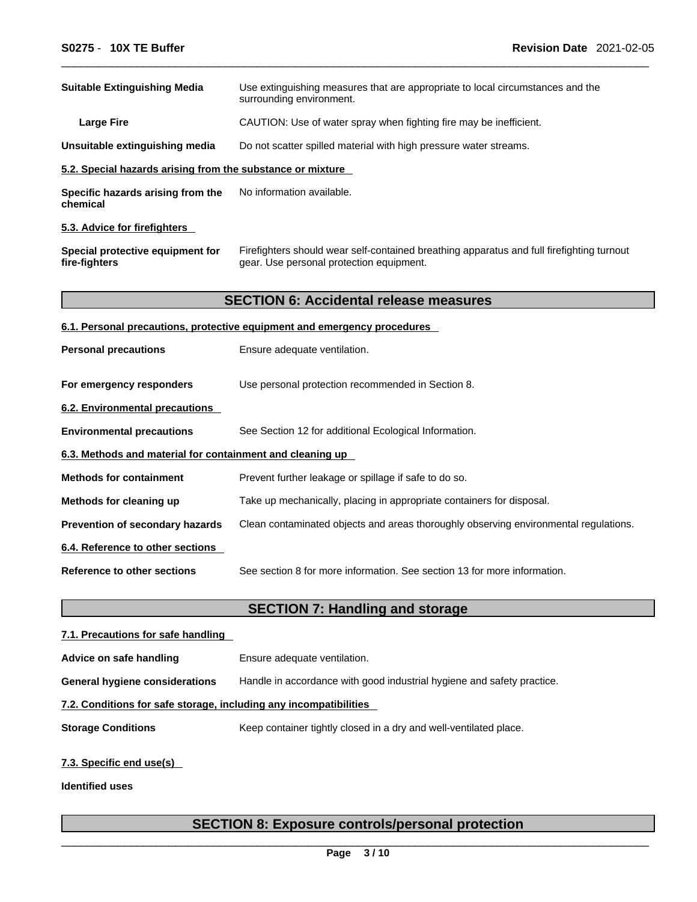| | |
|---|---|
| **Suitable Extinguishing Media** | Use extinguishing measures that are appropriate to local circumstances and the surrounding environment. |
| **Large Fire** | CAUTION: Use of water spray when fighting fire may be inefficient. |
| **Unsuitable extinguishing media** | Do not scatter spilled material with high pressure water streams. |

### 5.2. Special hazards arising from the substance or mixture

| | |
|---|---|
| **Specific hazards arising from the chemical** | No information available. |

### 5.3. Advice for firefighters

| | |
|---|---|
| **Special protective equipment for fire-fighters** | Firefighters should wear self-contained breathing apparatus and full firefighting turnout gear. Use personal protection equipment. |

## SECTION 6: Accidental release measures

### 6.1. Personal precautions, protective equipment and emergency procedures

| | |
|---|---|
| **Personal precautions** | Ensure adequate ventilation. |
| **For emergency responders** | Use personal protection recommended in Section 8. |

### 6.2. Environmental precautions

| | |
|---|---|
| **Environmental precautions** | See Section 12 for additional Ecological Information. |

### 6.3. Methods and material for containment and cleaning up

| | |
|---|---|
| **Methods for containment** | Prevent further leakage or spillage if safe to do so. |
| **Methods for cleaning up** | Take up mechanically, placing in appropriate containers for disposal. |
| **Prevention of secondary hazards** | Clean contaminated objects and areas thoroughly observing environmental regulations. |

### 6.4. Reference to other sections

| | |
|---|---|
| **Reference to other sections** | See section 8 for more information. See section 13 for more information. |

## SECTION 7: Handling and storage

### 7.1. Precautions for safe handling

| | |
|---|---|
| **Advice on safe handling** | Ensure adequate ventilation. |
| **General hygiene considerations** | Handle in accordance with good industrial hygiene and safety practice. |

### 7.2. Conditions for safe storage, including any incompatibilities

| | |
|---|---|
| **Storage Conditions** | Keep container tightly closed in a dry and well-ventilated place. |

### 7.3. Specific end use(s)

**Identified uses**

## SECTION 8: Exposure controls/personal protection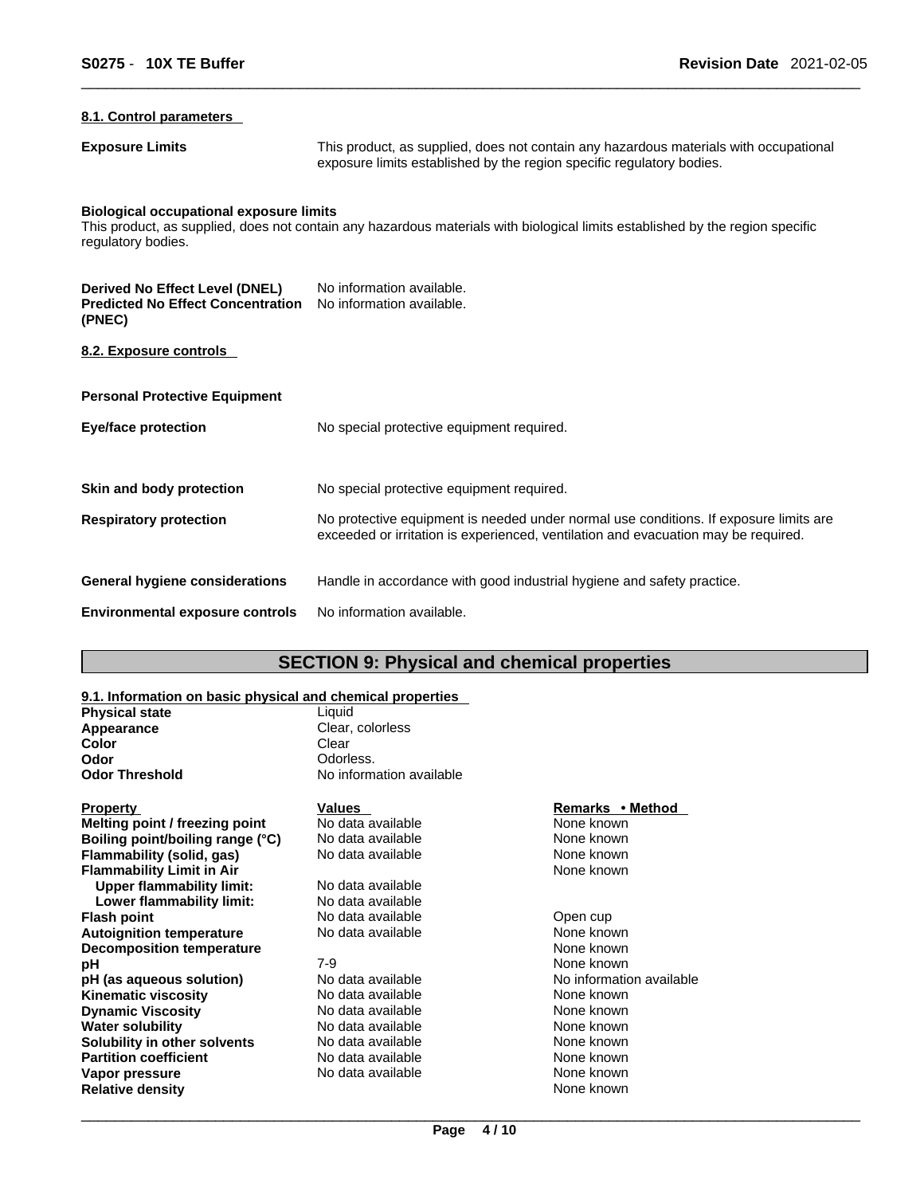### 8.1. Control parameters

**Exposure Limits** This product, as supplied, does not contain any hazardous materials with occupational exposure limits established by the region specific regulatory bodies.

**Biological occupational exposure limits**
This product, as supplied, does not contain any hazardous materials with biological limits established by the region specific regulatory bodies.

**Derived No Effect Level (DNEL)** No information available.
**Predicted No Effect Concentration (PNEC)** No information available.

### 8.2. Exposure controls

**Personal Protective Equipment**

**Eye/face protection** No special protective equipment required.

**Skin and body protection** No special protective equipment required.

**Respiratory protection** No protective equipment is needed under normal use conditions. If exposure limits are exceeded or irritation is experienced, ventilation and evacuation may be required.

**General hygiene considerations** Handle in accordance with good industrial hygiene and safety practice.

**Environmental exposure controls** No information available.

## SECTION 9: Physical and chemical properties

### 9.1. Information on basic physical and chemical properties

| | |
|---|---|
| **Physical state** | Liquid |
| **Appearance** | Clear, colorless |
| **Color** | Clear |
| **Odor** | Odorless. |
| **Odor Threshold** | No information available |

| Property | Values | Remarks • Method |
|---|---|---|
| **Melting point / freezing point** | No data available | None known |
| **Boiling point/boiling range (°C)** | No data available | None known |
| **Flammability (solid, gas)** | No data available | None known |
| **Flammability Limit in Air** | | None known |
| **Upper flammability limit:** | No data available | |
| **Lower flammability limit:** | No data available | |
| **Flash point** | No data available | Open cup |
| **Autoignition temperature** | No data available | None known |
| **Decomposition temperature** | | None known |
| **pH** | 7-9 | None known |
| **pH (as aqueous solution)** | No data available | No information available |
| **Kinematic viscosity** | No data available | None known |
| **Dynamic Viscosity** | No data available | None known |
| **Water solubility** | No data available | None known |
| **Solubility in other solvents** | No data available | None known |
| **Partition coefficient** | No data available | None known |
| **Vapor pressure** | No data available | None known |
| **Relative density** | | None known |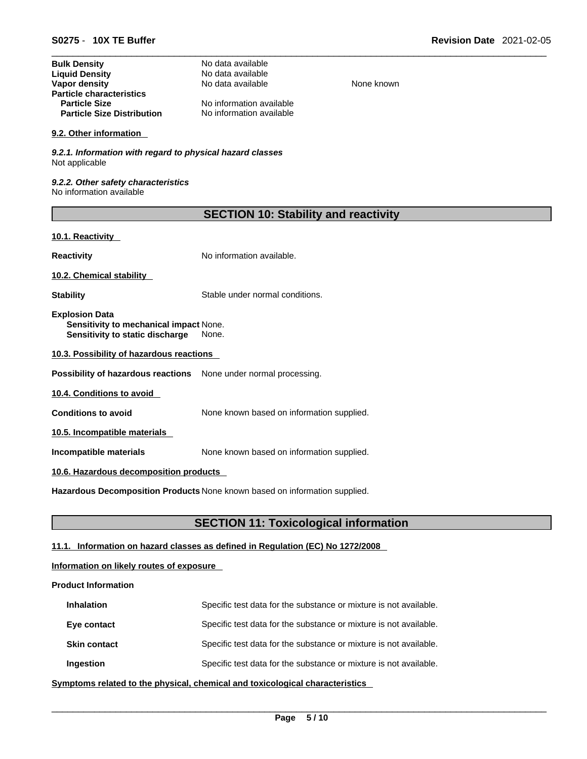| | | |
|---|---|---|
| **Bulk Density** | No data available | |
| **Liquid Density** | No data available | |
| **Vapor density** | No data available | None known |
| **Particle characteristics** | | |
| **Particle Size** | No information available | |
| **Particle Size Distribution** | No information available | |

### 9.2. Other information

*9.2.1. Information with regard to physical hazard classes*
Not applicable

*9.2.2. Other safety characteristics*
No information available

## SECTION 10: Stability and reactivity

### 10.1. Reactivity

**Reactivity** No information available.

### 10.2. Chemical stability

**Stability** Stable under normal conditions.

**Explosion Data**
**Sensitivity to mechanical impact** None.
**Sensitivity to static discharge** None.

### 10.3. Possibility of hazardous reactions

**Possibility of hazardous reactions** None under normal processing.

### 10.4. Conditions to avoid

**Conditions to avoid** None known based on information supplied.

### 10.5. Incompatible materials

**Incompatible materials** None known based on information supplied.

### 10.6. Hazardous decomposition products

**Hazardous Decomposition Products** None known based on information supplied.

## SECTION 11: Toxicological information

### 11.1. Information on hazard classes as defined in Regulation (EC) No 1272/2008

**Information on likely routes of exposure**

**Product Information**

| | |
|---|---|
| **Inhalation** | Specific test data for the substance or mixture is not available. |
| **Eye contact** | Specific test data for the substance or mixture is not available. |
| **Skin contact** | Specific test data for the substance or mixture is not available. |
| **Ingestion** | Specific test data for the substance or mixture is not available. |

**Symptoms related to the physical, chemical and toxicological characteristics**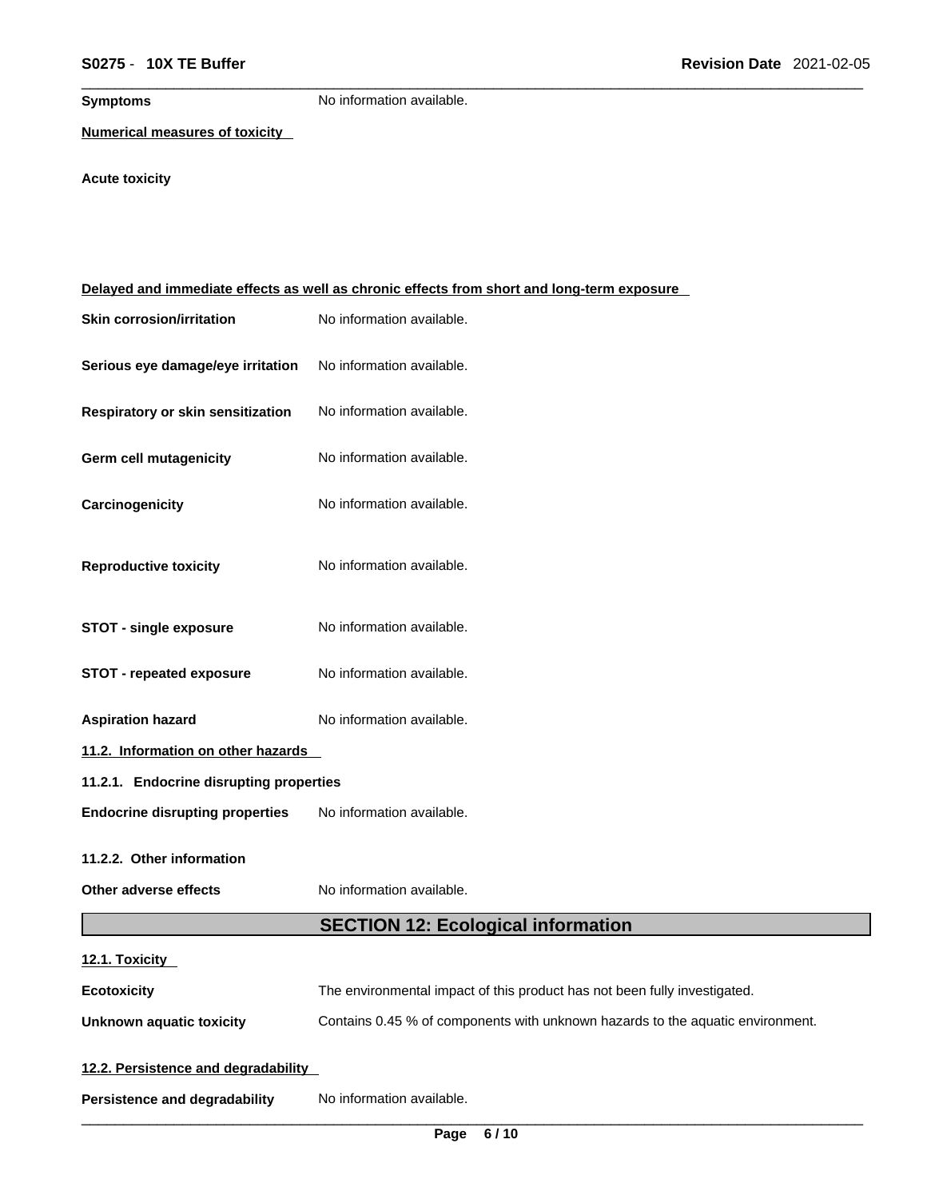**Symptoms** No information available.

**Numerical measures of toxicity**

**Acute toxicity**

**Delayed and immediate effects as well as chronic effects from short and long-term exposure**

**Skin corrosion/irritation** No information available.

**Serious eye damage/eye irritation** No information available.

**Respiratory or skin sensitization** No information available.

**Germ cell mutagenicity** No information available.

**Carcinogenicity** No information available.

**Reproductive toxicity** No information available.

**STOT - single exposure** No information available.

**STOT - repeated exposure** No information available.

**Aspiration hazard** No information available.

**11.2. Information on other hazards**

**11.2.1. Endocrine disrupting properties**

**Endocrine disrupting properties** No information available.

**11.2.2. Other information**

**Other adverse effects** No information available.

## SECTION 12: Ecological information

**12.1. Toxicity**

**Ecotoxicity** The environmental impact of this product has not been fully investigated.

**Unknown aquatic toxicity** Contains 0.45 % of components with unknown hazards to the aquatic environment.

**12.2. Persistence and degradability**

**Persistence and degradability** No information available.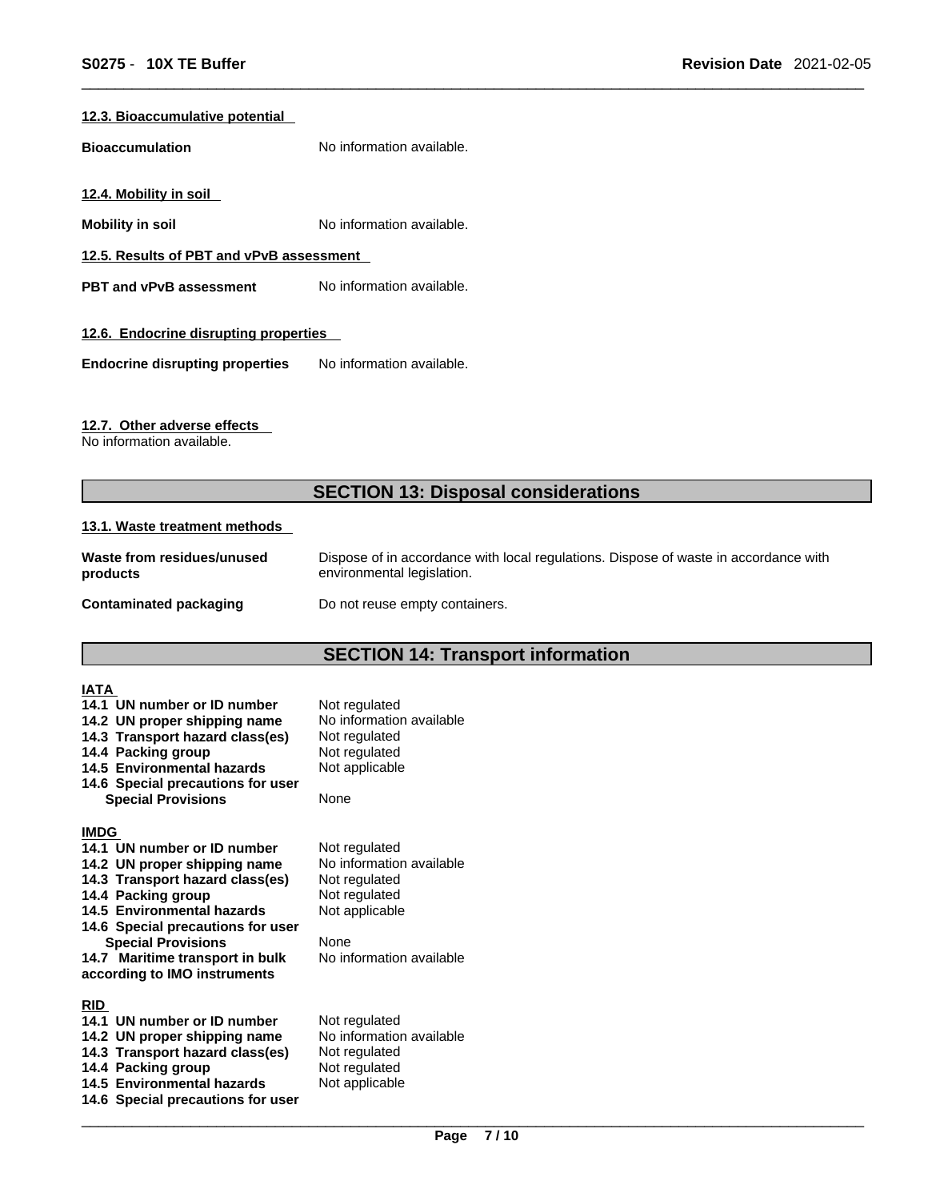**12.3. Bioaccumulative potential**

**Bioaccumulation** No information available.

**12.4. Mobility in soil**

**Mobility in soil** No information available.

**12.5. Results of PBT and vPvB assessment**

**PBT and vPvB assessment** No information available.

**12.6. Endocrine disrupting properties**

**Endocrine disrupting properties** No information available.

**12.7. Other adverse effects**

No information available.

## SECTION 13: Disposal considerations

**13.1. Waste treatment methods**

**Waste from residues/unused products** Dispose of in accordance with local regulations. Dispose of waste in accordance with environmental legislation.

**Contaminated packaging** Do not reuse empty containers.

## SECTION 14: Transport information

**IATA**

**14.1 UN number or ID number** Not regulated
**14.2 UN proper shipping name** No information available
**14.3 Transport hazard class(es)** Not regulated
**14.4 Packing group** Not regulated
**14.5 Environmental hazards** Not applicable
**14.6 Special precautions for user**
**Special Provisions** None

**IMDG**

**14.1 UN number or ID number** Not regulated
**14.2 UN proper shipping name** No information available
**14.3 Transport hazard class(es)** Not regulated
**14.4 Packing group** Not regulated
**14.5 Environmental hazards** Not applicable
**14.6 Special precautions for user**
**Special Provisions** None
**14.7 Maritime transport in bulk according to IMO instruments** No information available

**RID**

**14.1 UN number or ID number** Not regulated
**14.2 UN proper shipping name** No information available
**14.3 Transport hazard class(es)** Not regulated
**14.4 Packing group** Not regulated
**14.5 Environmental hazards** Not applicable
**14.6 Special precautions for user**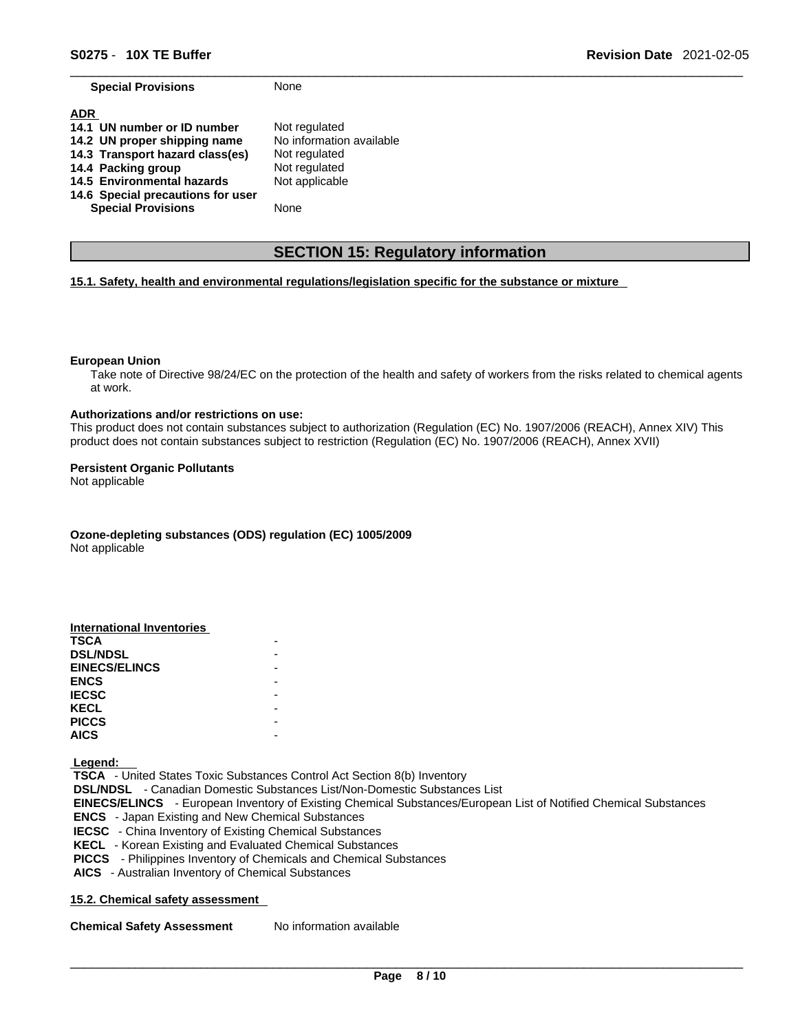| | |
|---|---|
| **Special Provisions** | None |

**ADR**

| | |
|---|---|
| **14.1 UN number or ID number** | Not regulated |
| **14.2 UN proper shipping name** | No information available |
| **14.3 Transport hazard class(es)** | Not regulated |
| **14.4 Packing group** | Not regulated |
| **14.5 Environmental hazards** | Not applicable |
| **14.6 Special precautions for user** | |
| **Special Provisions** | None |

## SECTION 15: Regulatory information

**15.1. Safety, health and environmental regulations/legislation specific for the substance or mixture**

**European Union**

Take note of Directive 98/24/EC on the protection of the health and safety of workers from the risks related to chemical agents at work.

**Authorizations and/or restrictions on use:**

This product does not contain substances subject to authorization (Regulation (EC) No. 1907/2006 (REACH), Annex XIV) This product does not contain substances subject to restriction (Regulation (EC) No. 1907/2006 (REACH), Annex XVII)

**Persistent Organic Pollutants**

Not applicable

**Ozone-depleting substances (ODS) regulation (EC) 1005/2009**

Not applicable

**International Inventories**

| | |
|---|---|
| **TSCA** | - |
| **DSL/NDSL** | - |
| **EINECS/ELINCS** | - |
| **ENCS** | - |
| **IECSC** | - |
| **KECL** | - |
| **PICCS** | - |
| **AICS** | - |

**Legend:**

**TSCA** - United States Toxic Substances Control Act Section 8(b) Inventory
**DSL/NDSL** - Canadian Domestic Substances List/Non-Domestic Substances List
**EINECS/ELINCS** - European Inventory of Existing Chemical Substances/European List of Notified Chemical Substances
**ENCS** - Japan Existing and New Chemical Substances
**IECSC** - China Inventory of Existing Chemical Substances
**KECL** - Korean Existing and Evaluated Chemical Substances
**PICCS** - Philippines Inventory of Chemicals and Chemical Substances
**AICS** - Australian Inventory of Chemical Substances

**15.2. Chemical safety assessment**

| | |
|---|---|
| **Chemical Safety Assessment** | No information available |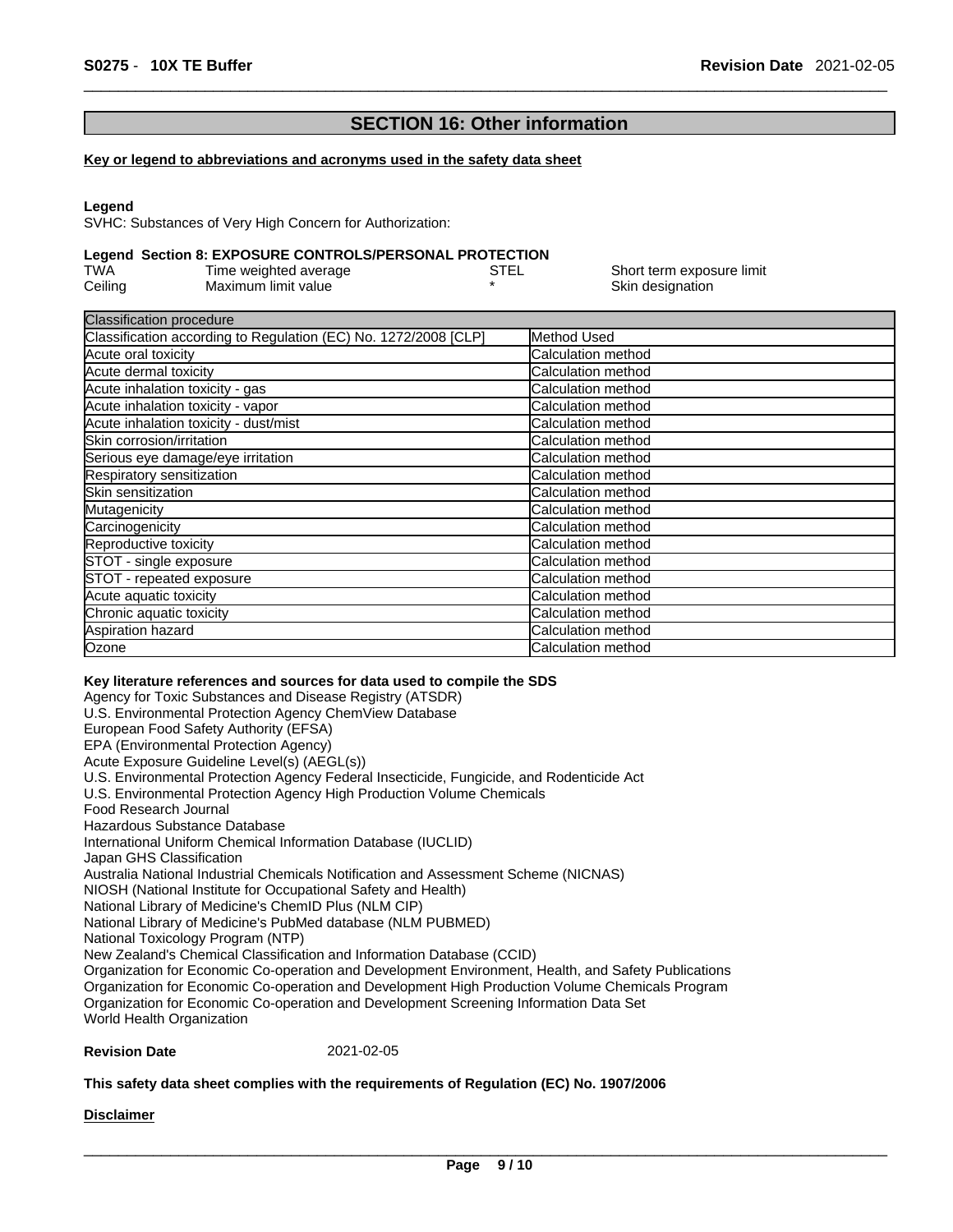## SECTION 16: Other information

**Key or legend to abbreviations and acronyms used in the safety data sheet**

**Legend**

SVHC: Substances of Very High Concern for Authorization:

**Legend Section 8: EXPOSURE CONTROLS/PERSONAL PROTECTION**

| | | | |
|---|---|---|---|
| TWA | Time weighted average | STEL | Short term exposure limit |
| Ceiling | Maximum limit value | * | Skin designation |

| Classification procedure | |
|---|---|
| Classification according to Regulation (EC) No. 1272/2008 [CLP] | Method Used |
| Acute oral toxicity | Calculation method |
| Acute dermal toxicity | Calculation method |
| Acute inhalation toxicity - gas | Calculation method |
| Acute inhalation toxicity - vapor | Calculation method |
| Acute inhalation toxicity - dust/mist | Calculation method |
| Skin corrosion/irritation | Calculation method |
| Serious eye damage/eye irritation | Calculation method |
| Respiratory sensitization | Calculation method |
| Skin sensitization | Calculation method |
| Mutagenicity | Calculation method |
| Carcinogenicity | Calculation method |
| Reproductive toxicity | Calculation method |
| STOT - single exposure | Calculation method |
| STOT - repeated exposure | Calculation method |
| Acute aquatic toxicity | Calculation method |
| Chronic aquatic toxicity | Calculation method |
| Aspiration hazard | Calculation method |
| Ozone | Calculation method |

**Key literature references and sources for data used to compile the SDS**

Agency for Toxic Substances and Disease Registry (ATSDR)
U.S. Environmental Protection Agency ChemView Database
European Food Safety Authority (EFSA)
EPA (Environmental Protection Agency)
Acute Exposure Guideline Level(s) (AEGL(s))
U.S. Environmental Protection Agency Federal Insecticide, Fungicide, and Rodenticide Act
U.S. Environmental Protection Agency High Production Volume Chemicals
Food Research Journal
Hazardous Substance Database
International Uniform Chemical Information Database (IUCLID)
Japan GHS Classification
Australia National Industrial Chemicals Notification and Assessment Scheme (NICNAS)
NIOSH (National Institute for Occupational Safety and Health)
National Library of Medicine's ChemID Plus (NLM CIP)
National Library of Medicine's PubMed database (NLM PUBMED)
National Toxicology Program (NTP)
New Zealand's Chemical Classification and Information Database (CCID)
Organization for Economic Co-operation and Development Environment, Health, and Safety Publications
Organization for Economic Co-operation and Development High Production Volume Chemicals Program
Organization for Economic Co-operation and Development Screening Information Data Set
World Health Organization

**Revision Date** 2021-02-05

**This safety data sheet complies with the requirements of Regulation (EC) No. 1907/2006**

**Disclaimer**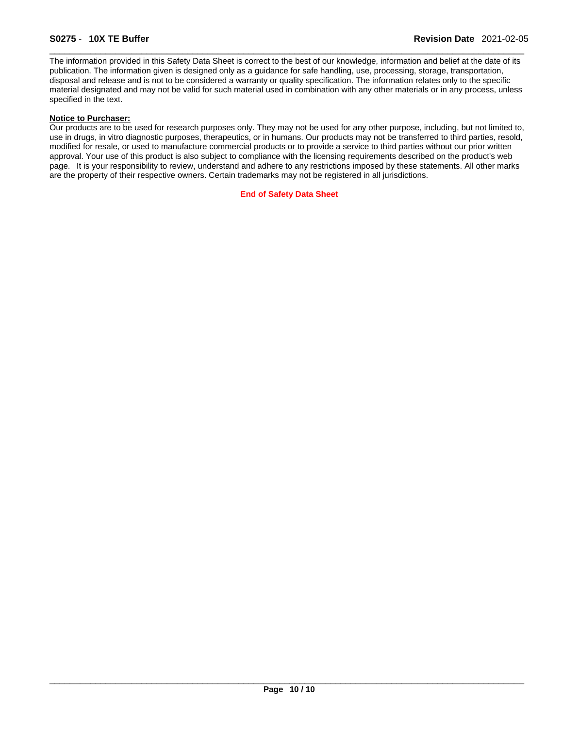The information provided in this Safety Data Sheet is correct to the best of our knowledge, information and belief at the date of its publication. The information given is designed only as a guidance for safe handling, use, processing, storage, transportation, disposal and release and is not to be considered a warranty or quality specification. The information relates only to the specific material designated and may not be valid for such material used in combination with any other materials or in any process, unless specified in the text.

**Notice to Purchaser:**
Our products are to be used for research purposes only. They may not be used for any other purpose, including, but not limited to, use in drugs, in vitro diagnostic purposes, therapeutics, or in humans. Our products may not be transferred to third parties, resold, modified for resale, or used to manufacture commercial products or to provide a service to third parties without our prior written approval. Your use of this product is also subject to compliance with the licensing requirements described on the product's web page. It is your responsibility to review, understand and adhere to any restrictions imposed by these statements. All other marks are the property of their respective owners. Certain trademarks may not be registered in all jurisdictions.

**End of Safety Data Sheet**